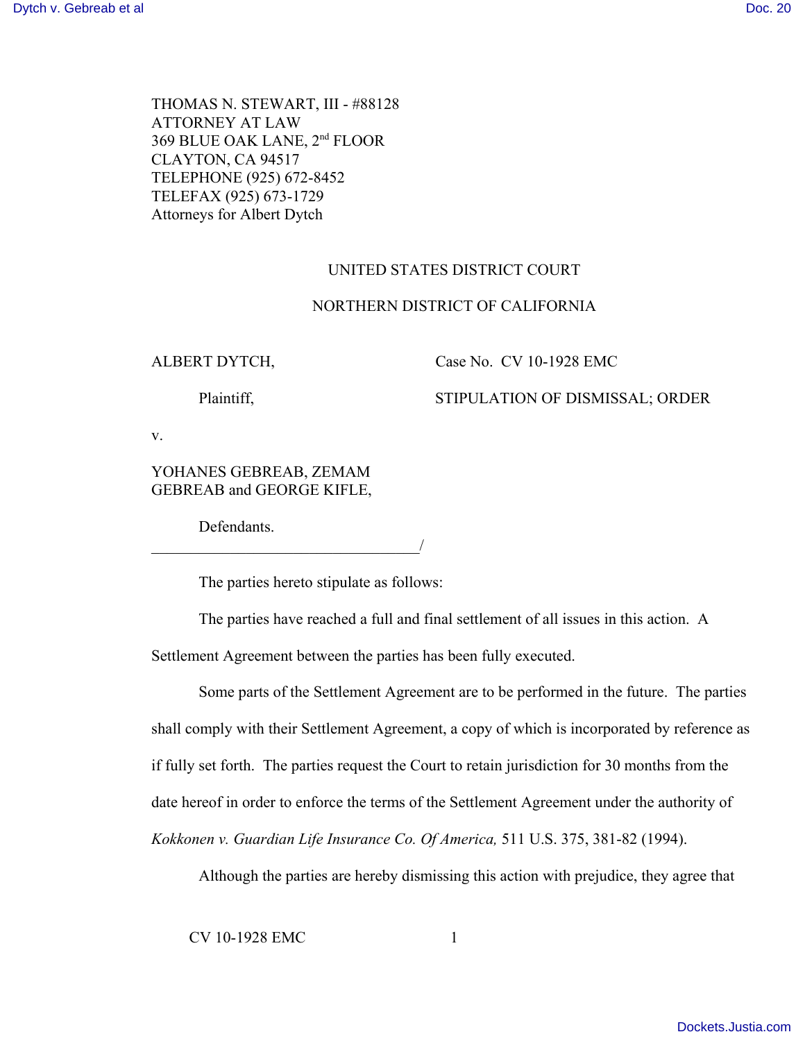THOMAS N. STEWART, III - #88128
ATTORNEY AT LAW
369 BLUE OAK LANE, 2nd FLOOR
CLAYTON, CA 94517
TELEPHONE (925) 672-8452
TELEFAX (925) 673-1729
Attorneys for Albert Dytch

UNITED STATES DISTRICT COURT

NORTHERN DISTRICT OF CALIFORNIA

ALBERT DYTCH,

Plaintiff,

v.

YOHANES GEBREAB, ZEMAM GEBREAB and GEORGE KIFLE,

Defendants.
_________________________________/

Case No. CV 10-1928 EMC

STIPULATION OF DISMISSAL; ORDER

The parties hereto stipulate as follows:

The parties have reached a full and final settlement of all issues in this action. A Settlement Agreement between the parties has been fully executed.

Some parts of the Settlement Agreement are to be performed in the future. The parties shall comply with their Settlement Agreement, a copy of which is incorporated by reference as if fully set forth. The parties request the Court to retain jurisdiction for 30 months from the date hereof in order to enforce the terms of the Settlement Agreement under the authority of *Kokkonen v. Guardian Life Insurance Co. Of America,* 511 U.S. 375, 381-82 (1994).

Although the parties are hereby dismissing this action with prejudice, they agree that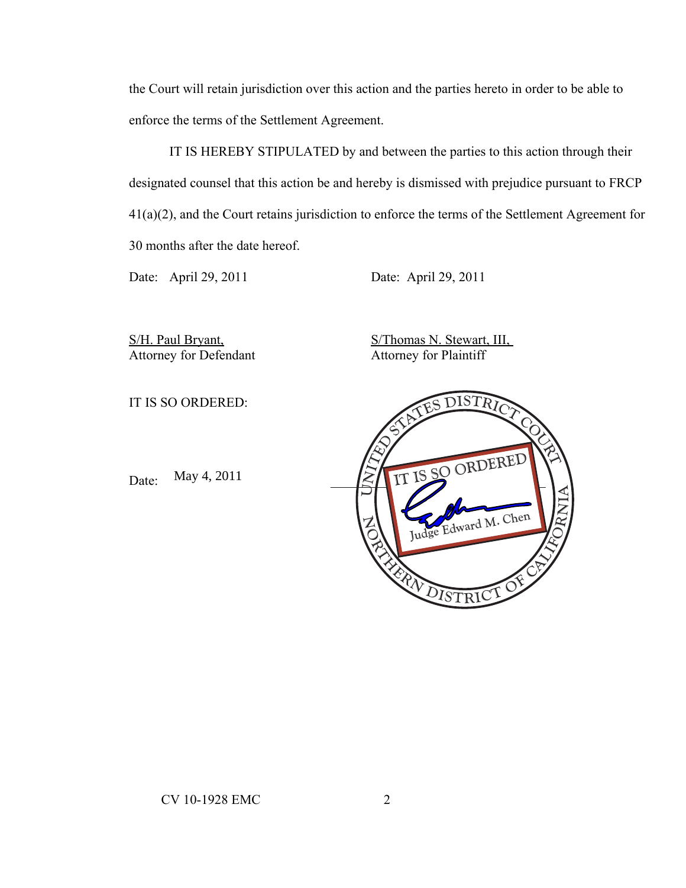the Court will retain jurisdiction over this action and the parties hereto in order to be able to enforce the terms of the Settlement Agreement.

IT IS HEREBY STIPULATED by and between the parties to this action through their designated counsel that this action be and hereby is dismissed with prejudice pursuant to FRCP 41(a)(2), and the Court retains jurisdiction to enforce the terms of the Settlement Agreement for 30 months after the date hereof.

Date: April 29, 2011

S/H. Paul Bryant,
Attorney for Defendant

Date: April 29, 2011

S/Thomas N. Stewart, III,
Attorney for Plaintiff

IT IS SO ORDERED:

Date: May 4, 2011

UNITED STATES DISTRICT COURT
NORTHERN DISTRICT OF CALIFORNIA
IT IS SO ORDERED
Judge Edward M. Chen

CV 10-1928 EMC